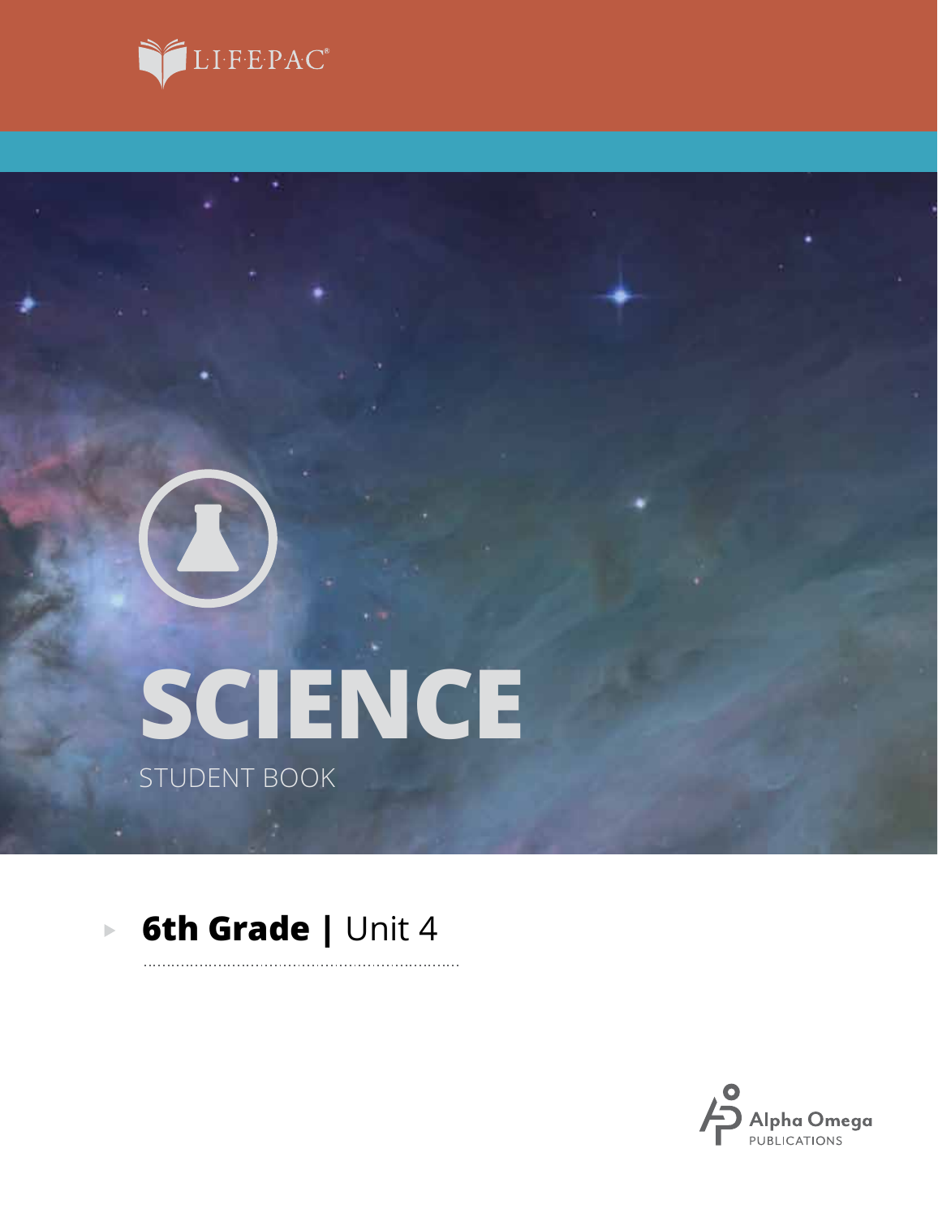LIFEPAC®

# SCIENCE

STUDENT BOOK

**6th Grade |** Unit 4

Alpha Omega
PUBLICATIONS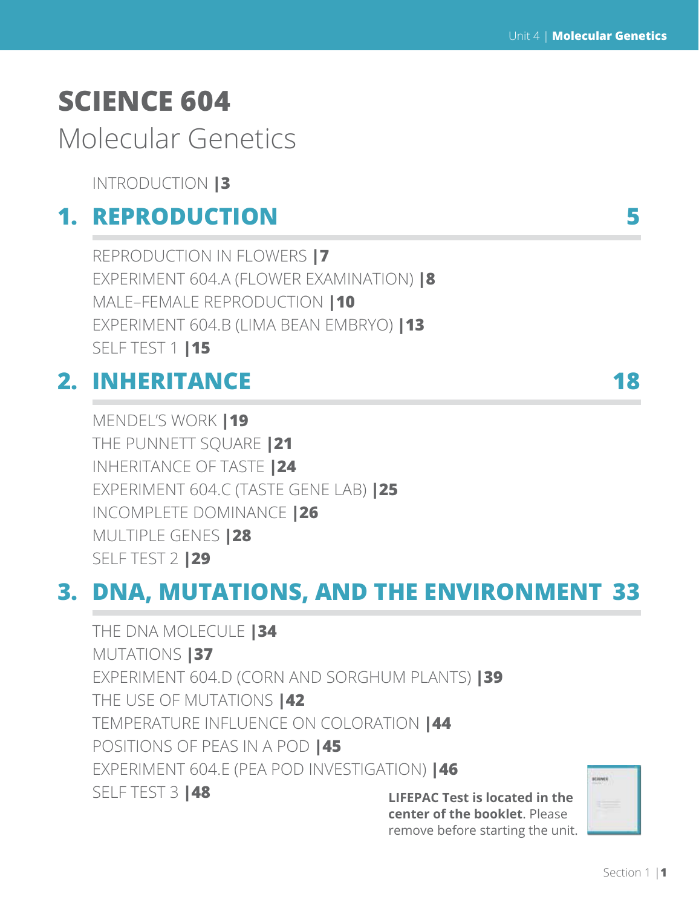# SCIENCE 604

## Molecular Genetics

INTRODUCTION |3

## 1. REPRODUCTION 5

REPRODUCTION IN FLOWERS |7
EXPERIMENT 604.A (FLOWER EXAMINATION) |8
MALE–FEMALE REPRODUCTION |10
EXPERIMENT 604.B (LIMA BEAN EMBRYO) |13
SELF TEST 1 |15

## 2. INHERITANCE 18

MENDEL'S WORK |19
THE PUNNETT SQUARE |21
INHERITANCE OF TASTE |24
EXPERIMENT 604.C (TASTE GENE LAB) |25
INCOMPLETE DOMINANCE |26
MULTIPLE GENES |28
SELF TEST 2 |29

## 3. DNA, MUTATIONS, AND THE ENVIRONMENT 33

THE DNA MOLECULE |34
MUTATIONS |37
EXPERIMENT 604.D (CORN AND SORGHUM PLANTS) |39
THE USE OF MUTATIONS |42
TEMPERATURE INFLUENCE ON COLORATION |44
POSITIONS OF PEAS IN A POD |45
EXPERIMENT 604.E (PEA POD INVESTIGATION) |46
SELF TEST 3 |48

**LIFEPAC Test is located in the center of the booklet**. Please remove before starting the unit.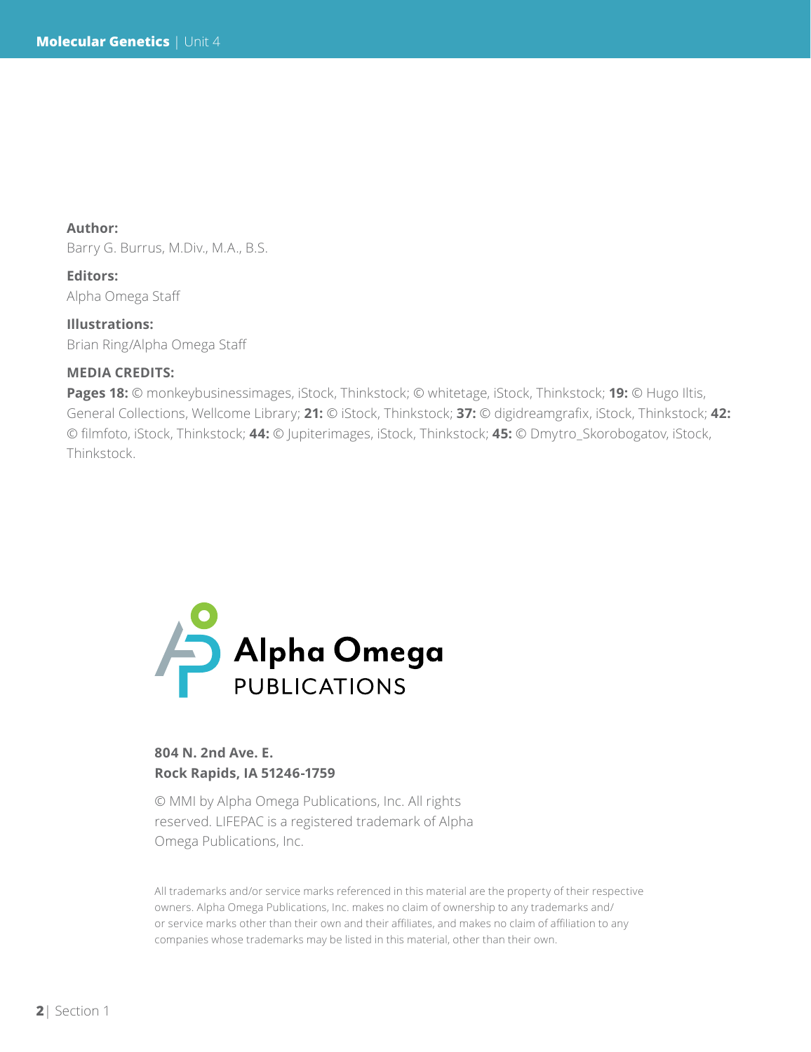**Author:**
Barry G. Burrus, M.Div., M.A., B.S.

**Editors:**
Alpha Omega Staff

**Illustrations:**
Brian Ring/Alpha Omega Staff

**MEDIA CREDITS:**

**Pages 18:** © monkeybusinessimages, iStock, Thinkstock; © whitetage, iStock, Thinkstock; **19:** © Hugo Iltis, General Collections, Wellcome Library; **21:** © iStock, Thinkstock; **37:** © digidreamgrafix, iStock, Thinkstock; **42:** © filmfoto, iStock, Thinkstock; **44:** © Jupiterimages, iStock, Thinkstock; **45:** © Dmytro_Skorobogatov, iStock, Thinkstock.

Alpha Omega
PUBLICATIONS

**804 N. 2nd Ave. E.**
**Rock Rapids, IA 51246-1759**

© MMI by Alpha Omega Publications, Inc. All rights reserved. LIFEPAC is a registered trademark of Alpha Omega Publications, Inc.

All trademarks and/or service marks referenced in this material are the property of their respective owners. Alpha Omega Publications, Inc. makes no claim of ownership to any trademarks and/or service marks other than their own and their affiliates, and makes no claim of affiliation to any companies whose trademarks may be listed in this material, other than their own.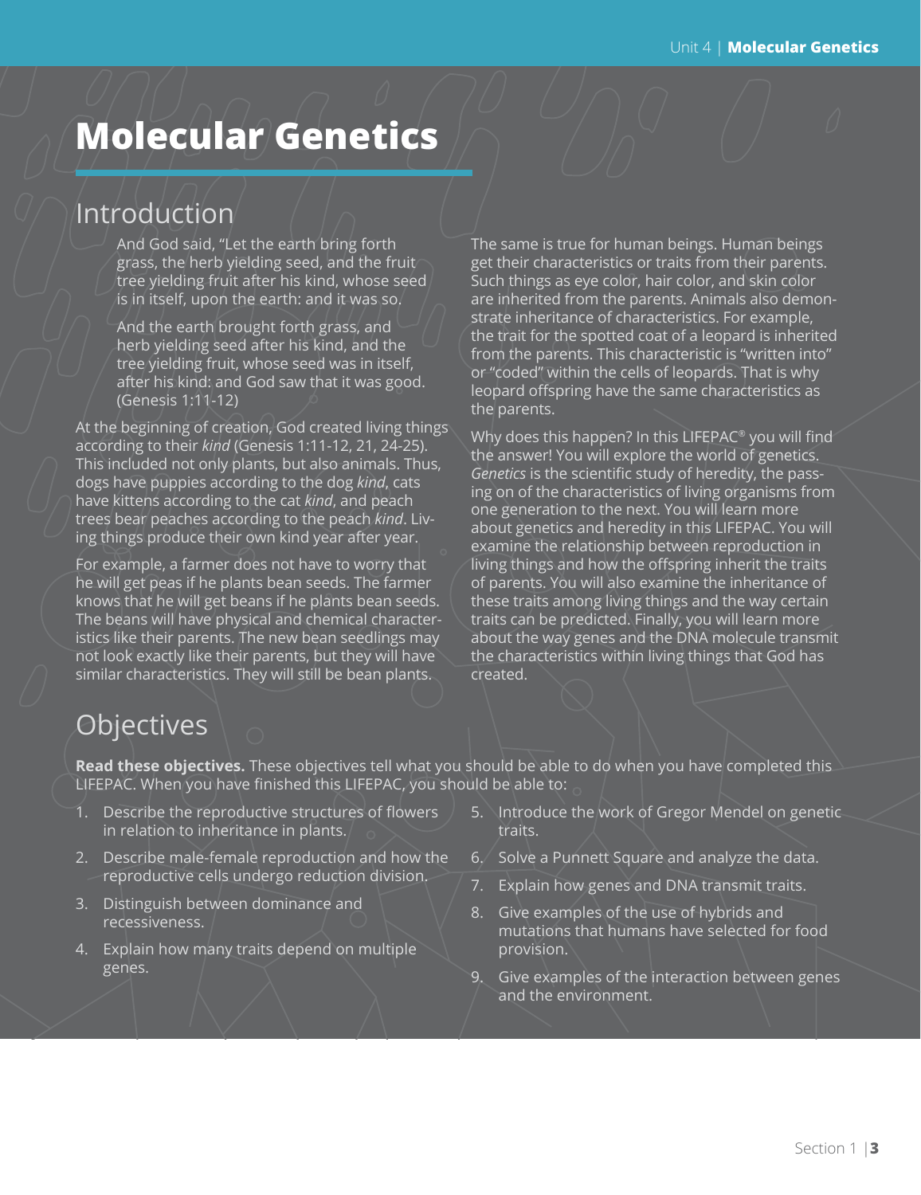# Molecular Genetics

## Introduction

> And God said, "Let the earth bring forth grass, the herb yielding seed, and the fruit tree yielding fruit after his kind, whose seed is in itself, upon the earth: and it was so.
>
> And the earth brought forth grass, and herb yielding seed after his kind, and the tree yielding fruit, whose seed was in itself, after his kind: and God saw that it was good. (Genesis 1:11-12)

At the beginning of creation, God created living things according to their *kind* (Genesis 1:11-12, 21, 24-25). This included not only plants, but also animals. Thus, dogs have puppies according to the dog *kind*, cats have kittens according to the cat *kind*, and peach trees bear peaches according to the peach *kind*. Living things produce their own kind year after year.

For example, a farmer does not have to worry that he will get peas if he plants bean seeds. The farmer knows that he will get beans if he plants bean seeds. The beans will have physical and chemical characteristics like their parents. The new bean seedlings may not look exactly like their parents, but they will have similar characteristics. They will still be bean plants.

The same is true for human beings. Human beings get their characteristics or traits from their parents. Such things as eye color, hair color, and skin color are inherited from the parents. Animals also demonstrate inheritance of characteristics. For example, the trait for the spotted coat of a leopard is inherited from the parents. This characteristic is "written into" or "coded" within the cells of leopards. That is why leopard offspring have the same characteristics as the parents.

Why does this happen? In this LIFEPAC® you will find the answer! You will explore the world of genetics. *Genetics* is the scientific study of heredity, the passing on of the characteristics of living organisms from one generation to the next. You will learn more about genetics and heredity in this LIFEPAC. You will examine the relationship between reproduction in living things and how the offspring inherit the traits of parents. You will also examine the inheritance of these traits among living things and the way certain traits can be predicted. Finally, you will learn more about the way genes and the DNA molecule transmit the characteristics within living things that God has created.

## Objectives

**Read these objectives.** These objectives tell what you should be able to do when you have completed this LIFEPAC. When you have finished this LIFEPAC, you should be able to:

1. Describe the reproductive structures of flowers in relation to inheritance in plants.
2. Describe male-female reproduction and how the reproductive cells undergo reduction division.
3. Distinguish between dominance and recessiveness.
4. Explain how many traits depend on multiple genes.
5. Introduce the work of Gregor Mendel on genetic traits.
6. Solve a Punnett Square and analyze the data.
7. Explain how genes and DNA transmit traits.
8. Give examples of the use of hybrids and mutations that humans have selected for food provision.
9. Give examples of the interaction between genes and the environment.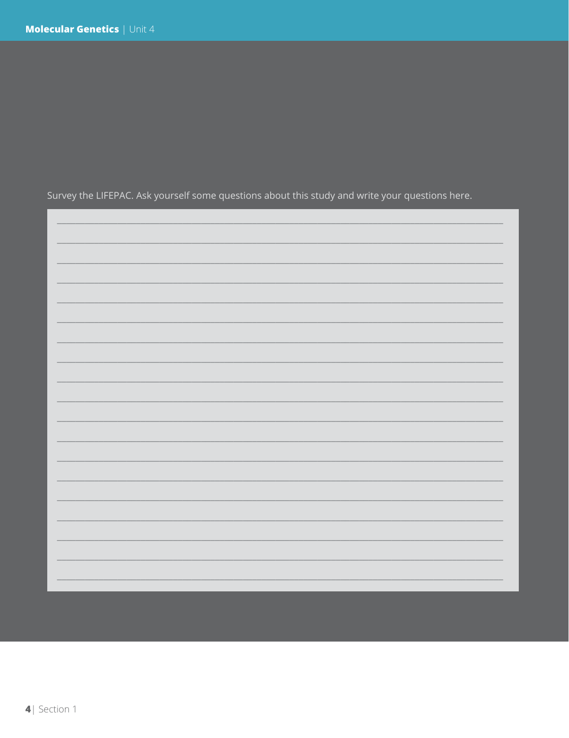Survey the LIFEPAC. Ask yourself some questions about this study and write your questions here.

_______________________________________________________________________________

_______________________________________________________________________________

_______________________________________________________________________________

_______________________________________________________________________________

_______________________________________________________________________________

_______________________________________________________________________________

_______________________________________________________________________________

_______________________________________________________________________________

_______________________________________________________________________________

_______________________________________________________________________________

_______________________________________________________________________________

_______________________________________________________________________________

_______________________________________________________________________________

_______________________________________________________________________________

_______________________________________________________________________________

_______________________________________________________________________________

_______________________________________________________________________________

_______________________________________________________________________________

_______________________________________________________________________________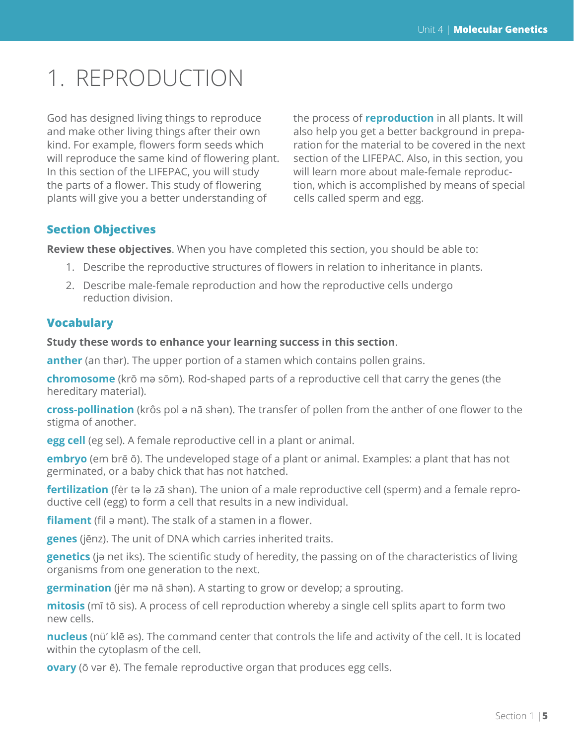# 1. REPRODUCTION

God has designed living things to reproduce and make other living things after their own kind. For example, flowers form seeds which will reproduce the same kind of flowering plant. In this section of the LIFEPAC, you will study the parts of a flower. This study of flowering plants will give you a better understanding of the process of **reproduction** in all plants. It will also help you get a better background in preparation for the material to be covered in the next section of the LIFEPAC. Also, in this section, you will learn more about male-female reproduction, which is accomplished by means of special cells called sperm and egg.

## Section Objectives

**Review these objectives**. When you have completed this section, you should be able to:

1. Describe the reproductive structures of flowers in relation to inheritance in plants.
2. Describe male-female reproduction and how the reproductive cells undergo reduction division.

## Vocabulary

**Study these words to enhance your learning success in this section**.

**anther** (an thər). The upper portion of a stamen which contains pollen grains.

**chromosome** (krō mə sōm). Rod-shaped parts of a reproductive cell that carry the genes (the hereditary material).

**cross-pollination** (krôs pol ə nā shən). The transfer of pollen from the anther of one flower to the stigma of another.

**egg cell** (eg sel). A female reproductive cell in a plant or animal.

**embryo** (em brē ō). The undeveloped stage of a plant or animal. Examples: a plant that has not germinated, or a baby chick that has not hatched.

**fertilization** (fėr tə lə zā shən). The union of a male reproductive cell (sperm) and a female reproductive cell (egg) to form a cell that results in a new individual.

**filament** (fil ə mənt). The stalk of a stamen in a flower.

**genes** (jēnz). The unit of DNA which carries inherited traits.

**genetics** (jə net iks). The scientific study of heredity, the passing on of the characteristics of living organisms from one generation to the next.

**germination** (jėr mə nā shən). A starting to grow or develop; a sprouting.

**mitosis** (mī tō sis). A process of cell reproduction whereby a single cell splits apart to form two new cells.

**nucleus** (nü' klē əs). The command center that controls the life and activity of the cell. It is located within the cytoplasm of the cell.

**ovary** (ō vər ē). The female reproductive organ that produces egg cells.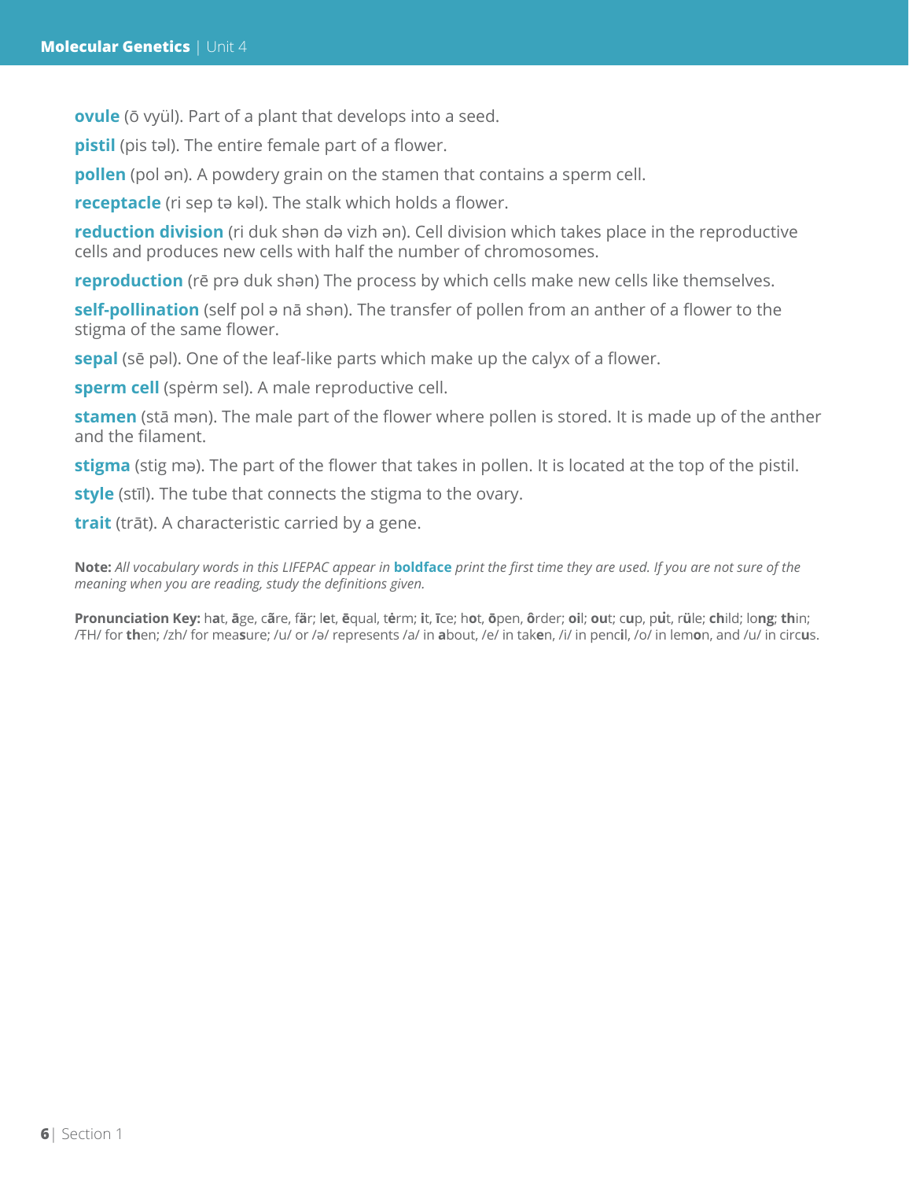**ovule** (ō vyül). Part of a plant that develops into a seed.

**pistil** (pis təl). The entire female part of a flower.

**pollen** (pol ən). A powdery grain on the stamen that contains a sperm cell.

**receptacle** (ri sep tə kəl). The stalk which holds a flower.

**reduction division** (ri duk shən də vizh ən). Cell division which takes place in the reproductive cells and produces new cells with half the number of chromosomes.

**reproduction** (rē prə duk shən) The process by which cells make new cells like themselves.

**self-pollination** (self pol ə nā shən). The transfer of pollen from an anther of a flower to the stigma of the same flower.

**sepal** (sē pəl). One of the leaf-like parts which make up the calyx of a flower.

**sperm cell** (spėrm sel). A male reproductive cell.

**stamen** (stā mən). The male part of the flower where pollen is stored. It is made up of the anther and the filament.

**stigma** (stig mə). The part of the flower that takes in pollen. It is located at the top of the pistil.

**style** (stīl). The tube that connects the stigma to the ovary.

**trait** (trāt). A characteristic carried by a gene.

**Note:** *All vocabulary words in this LIFEPAC appear in* **boldface** *print the first time they are used. If you are not sure of the meaning when you are reading, study the definitions given.*

**Pronunciation Key:** h**a**t, **ā**ge, c**ã**re, f**ä**r; l**e**t, **ē**qual, t**ė**rm; **i**t, **ī**ce; h**o**t, **ō**pen, **ô**rder; **oi**l; **ou**t; c**u**p, p**u̇**t, r**ü**le; **ch**ild; lo**ng**; **th**in; /ŦH/ for **th**en; /zh/ for mea**s**ure; /u/ or /ə/ represents /a/ in **a**bout, /e/ in tak**e**n, /i/ in penc**i**l, /o/ in lem**o**n, and /u/ in circ**u**s.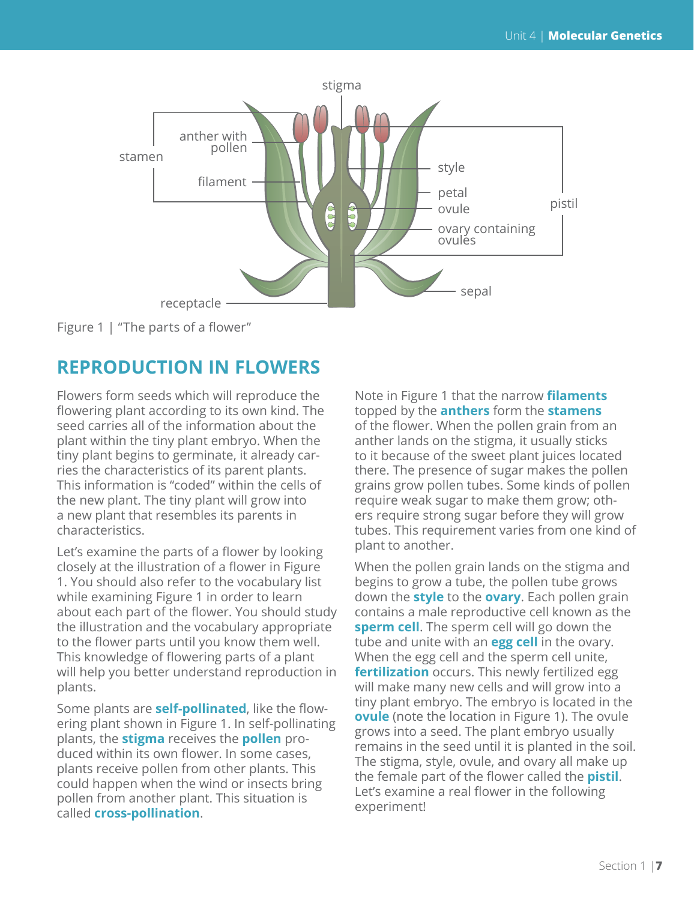Figure 1 | "The parts of a flower"

## REPRODUCTION IN FLOWERS

Flowers form seeds which will reproduce the flowering plant according to its own kind. The seed carries all of the information about the plant within the tiny plant embryo. When the tiny plant begins to germinate, it already carries the characteristics of its parent plants. This information is "coded" within the cells of the new plant. The tiny plant will grow into a new plant that resembles its parents in characteristics.

Let's examine the parts of a flower by looking closely at the illustration of a flower in Figure 1. You should also refer to the vocabulary list while examining Figure 1 in order to learn about each part of the flower. You should study the illustration and the vocabulary appropriate to the flower parts until you know them well. This knowledge of flowering parts of a plant will help you better understand reproduction in plants.

Some plants are **self-pollinated**, like the flowering plant shown in Figure 1. In self-pollinating plants, the **stigma** receives the **pollen** produced within its own flower. In some cases, plants receive pollen from other plants. This could happen when the wind or insects bring pollen from another plant. This situation is called **cross-pollination**.

Note in Figure 1 that the narrow **filaments** topped by the **anthers** form the **stamens** of the flower. When the pollen grain from an anther lands on the stigma, it usually sticks to it because of the sweet plant juices located there. The presence of sugar makes the pollen grains grow pollen tubes. Some kinds of pollen require weak sugar to make them grow; others require strong sugar before they will grow tubes. This requirement varies from one kind of plant to another.

When the pollen grain lands on the stigma and begins to grow a tube, the pollen tube grows down the **style** to the **ovary**. Each pollen grain contains a male reproductive cell known as the **sperm cell**. The sperm cell will go down the tube and unite with an **egg cell** in the ovary. When the egg cell and the sperm cell unite, **fertilization** occurs. This newly fertilized egg will make many new cells and will grow into a tiny plant embryo. The embryo is located in the **ovule** (note the location in Figure 1). The ovule grows into a seed. The plant embryo usually remains in the seed until it is planted in the soil. The stigma, style, ovule, and ovary all make up the female part of the flower called the **pistil**. Let's examine a real flower in the following experiment!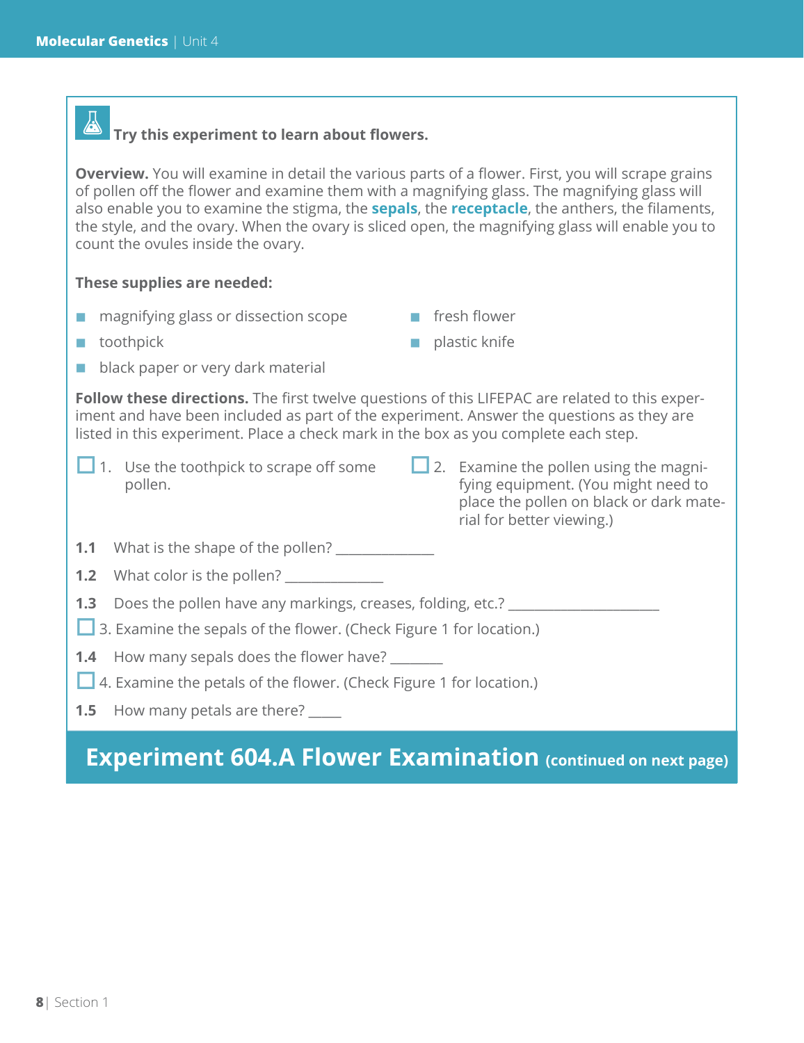**Try this experiment to learn about flowers.**

**Overview.** You will examine in detail the various parts of a flower. First, you will scrape grains of pollen off the flower and examine them with a magnifying glass. The magnifying glass will also enable you to examine the stigma, the **sepals**, the **receptacle**, the anthers, the filaments, the style, and the ovary. When the ovary is sliced open, the magnifying glass will enable you to count the ovules inside the ovary.

**These supplies are needed:**

- magnifying glass or dissection scope
- toothpick
- black paper or very dark material
- fresh flower
- plastic knife

**Follow these directions.** The first twelve questions of this LIFEPAC are related to this experiment and have been included as part of the experiment. Answer the questions as they are listed in this experiment. Place a check mark in the box as you complete each step.

☐ 1. Use the toothpick to scrape off some pollen.

☐ 2. Examine the pollen using the magnifying equipment. (You might need to place the pollen on black or dark material for better viewing.)

**1.1** What is the shape of the pollen? ______________

**1.2** What color is the pollen? ______________

**1.3** Does the pollen have any markings, creases, folding, etc.? ______________________

☐ 3. Examine the sepals of the flower. (Check Figure 1 for location.)

**1.4** How many sepals does the flower have? ________

☐ 4. Examine the petals of the flower. (Check Figure 1 for location.)

**1.5** How many petals are there? _____

## Experiment 604.A Flower Examination (continued on next page)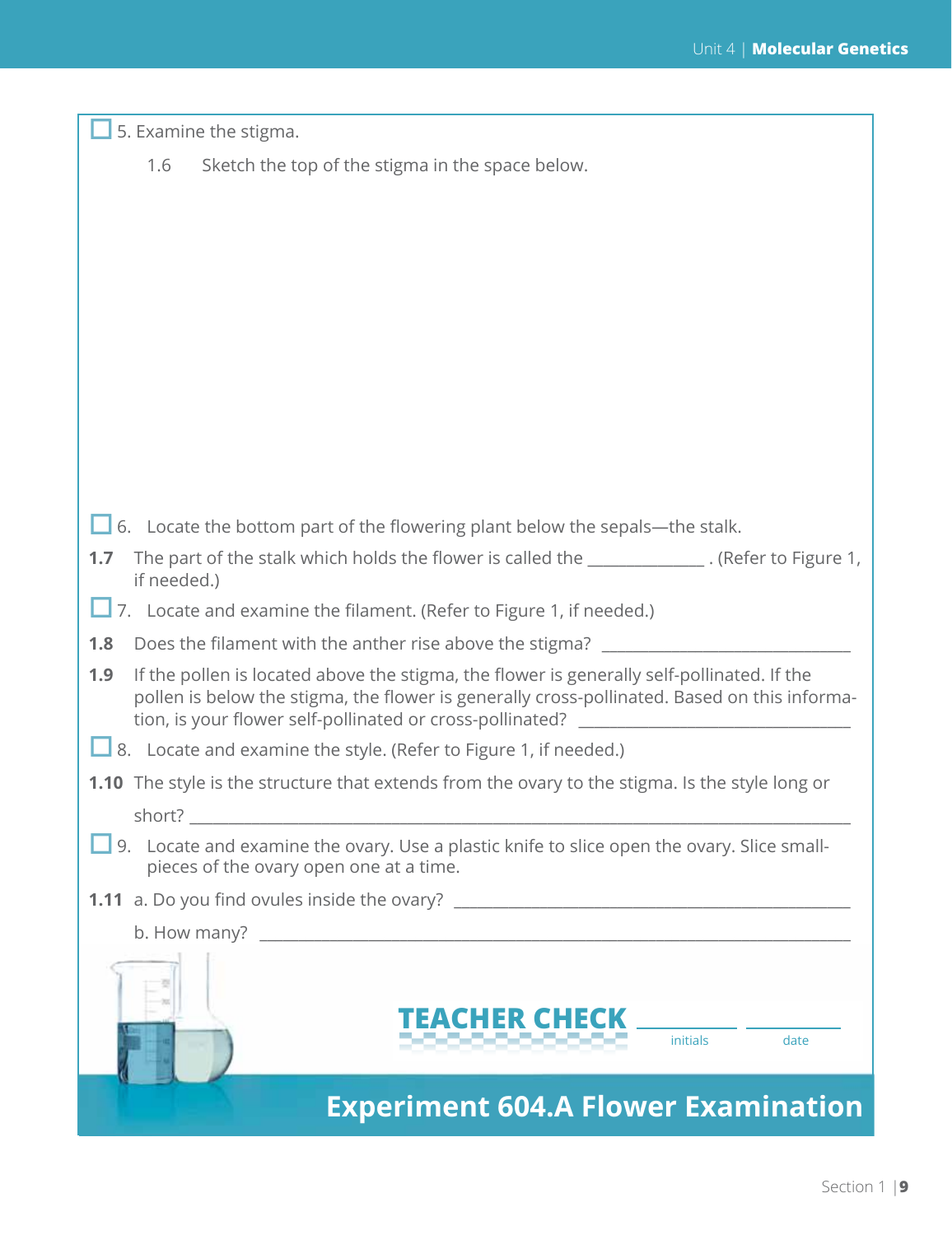☐ 5. Examine the stigma.

1.6 Sketch the top of the stigma in the space below.

☐ 6. Locate the bottom part of the flowering plant below the sepals—the stalk.

**1.7** The part of the stalk which holds the flower is called the _____________ . (Refer to Figure 1, if needed.)

☐ 7. Locate and examine the filament. (Refer to Figure 1, if needed.)

**1.8** Does the filament with the anther rise above the stigma? _____________________________

**1.9** If the pollen is located above the stigma, the flower is generally self-pollinated. If the pollen is below the stigma, the flower is generally cross-pollinated. Based on this information, is your flower self-pollinated or cross-pollinated? _______________________________

☐ 8. Locate and examine the style. (Refer to Figure 1, if needed.)

**1.10** The style is the structure that extends from the ovary to the stigma. Is the style long or short? _____________________________________________________________________________

☐ 9. Locate and examine the ovary. Use a plastic knife to slice open the ovary. Slice small-pieces of the ovary open one at a time.

**1.11** a. Do you find ovules inside the ovary? _____________________________________________

b. How many? __________________________________________________________________

**TEACHER CHECK** __________ initials __________ date

**Experiment 604.A Flower Examination**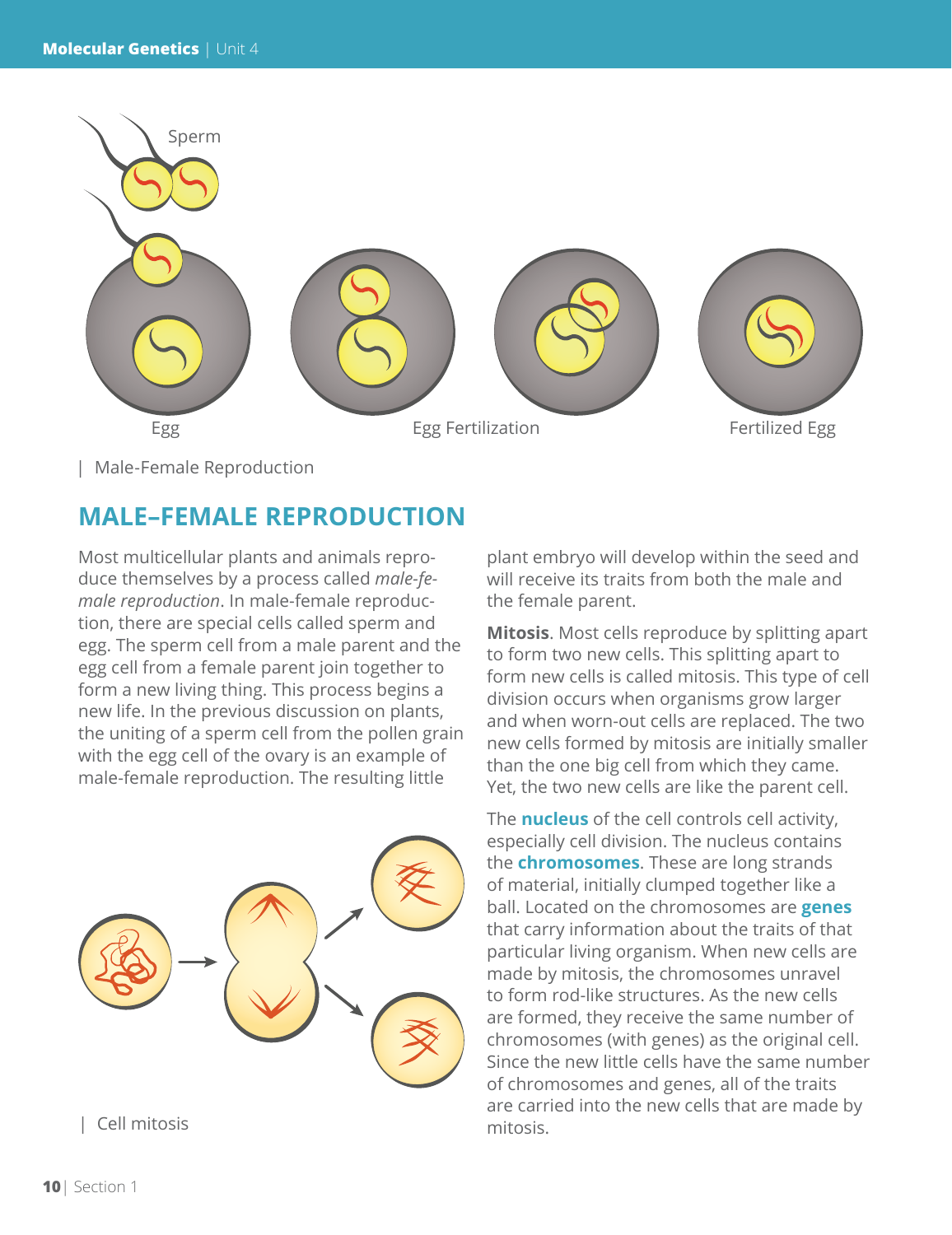| Male-Female Reproduction

## MALE–FEMALE REPRODUCTION

Most multicellular plants and animals reproduce themselves by a process called *male-female reproduction*. In male-female reproduction, there are special cells called sperm and egg. The sperm cell from a male parent and the egg cell from a female parent join together to form a new living thing. This process begins a new life. In the previous discussion on plants, the uniting of a sperm cell from the pollen grain with the egg cell of the ovary is an example of male-female reproduction. The resulting little plant embryo will develop within the seed and will receive its traits from both the male and the female parent.

| Cell mitosis

**Mitosis**. Most cells reproduce by splitting apart to form two new cells. This splitting apart to form new cells is called mitosis. This type of cell division occurs when organisms grow larger and when worn-out cells are replaced. The two new cells formed by mitosis are initially smaller than the one big cell from which they came. Yet, the two new cells are like the parent cell.

The **nucleus** of the cell controls cell activity, especially cell division. The nucleus contains the **chromosomes**. These are long strands of material, initially clumped together like a ball. Located on the chromosomes are **genes** that carry information about the traits of that particular living organism. When new cells are made by mitosis, the chromosomes unravel to form rod-like structures. As the new cells are formed, they receive the same number of chromosomes (with genes) as the original cell. Since the new little cells have the same number of chromosomes and genes, all of the traits are carried into the new cells that are made by mitosis.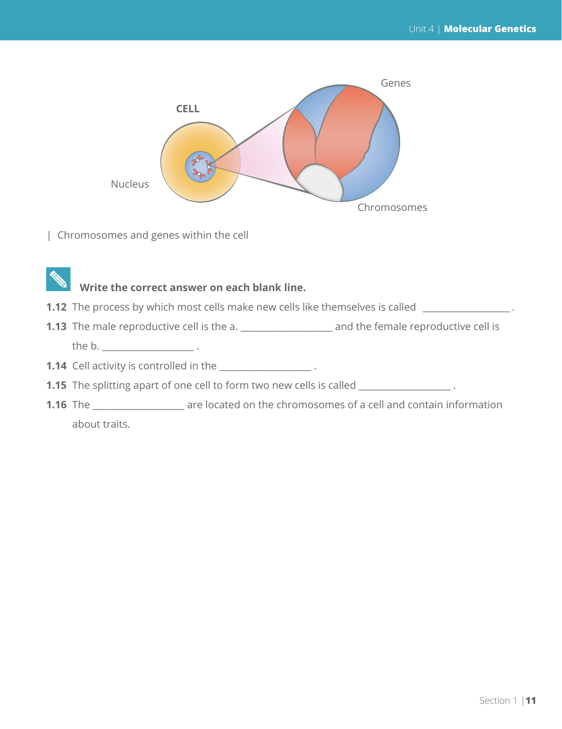| Chromosomes and genes within the cell

**Write the correct answer on each blank line.**

**1.12** The process by which most cells make new cells like themselves is called ________________ .

**1.13** The male reproductive cell is the a. ________________ and the female reproductive cell is the b. ________________ .

**1.14** Cell activity is controlled in the ________________ .

**1.15** The splitting apart of one cell to form two new cells is called ________________ .

**1.16** The ________________ are located on the chromosomes of a cell and contain information about traits.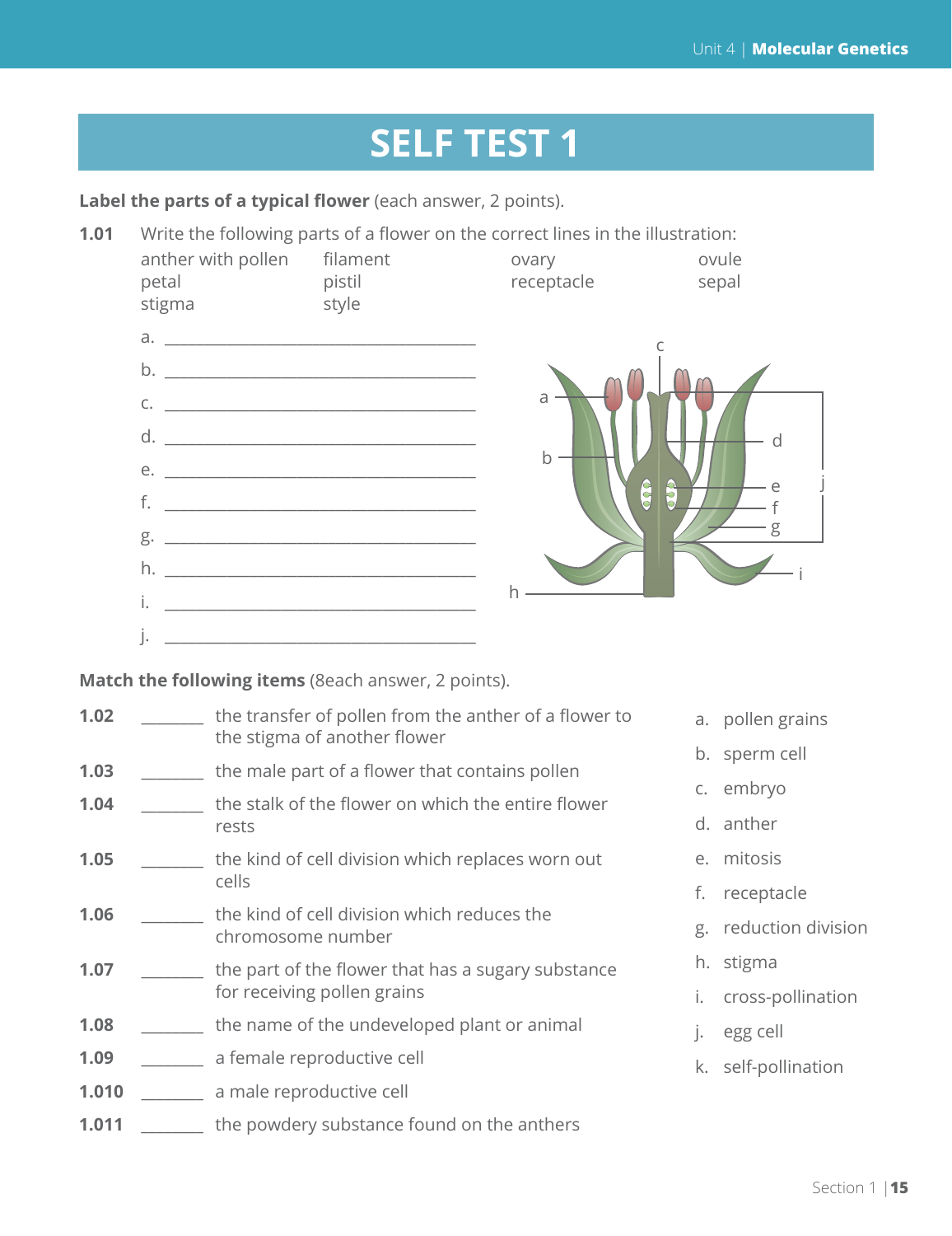# SELF TEST 1

**Label the parts of a typical flower** (each answer, 2 points).

**1.01** Write the following parts of a flower on the correct lines in the illustration:

| | | | |
|---|---|---|---|
| anther with pollen | filament | ovary | ovule |
| petal | pistil | receptacle | sepal |
| stigma | style | | |

a. ________________________________

b. ________________________________

c. ________________________________

d. ________________________________

e. ________________________________

f. ________________________________

g. ________________________________

h. ________________________________

i. ________________________________

j. ________________________________

**Match the following items** (8each answer, 2 points).

**1.02** _______ the transfer of pollen from the anther of a flower to the stigma of another flower

**1.03** _______ the male part of a flower that contains pollen

**1.04** _______ the stalk of the flower on which the entire flower rests

**1.05** _______ the kind of cell division which replaces worn out cells

**1.06** _______ the kind of cell division which reduces the chromosome number

**1.07** _______ the part of the flower that has a sugary substance for receiving pollen grains

**1.08** _______ the name of the undeveloped plant or animal

**1.09** _______ a female reproductive cell

**1.010** _______ a male reproductive cell

**1.011** _______ the powdery substance found on the anthers

a. pollen grains

b. sperm cell

c. embryo

d. anther

e. mitosis

f. receptacle

g. reduction division

h. stigma

i. cross-pollination

j. egg cell

k. self-pollination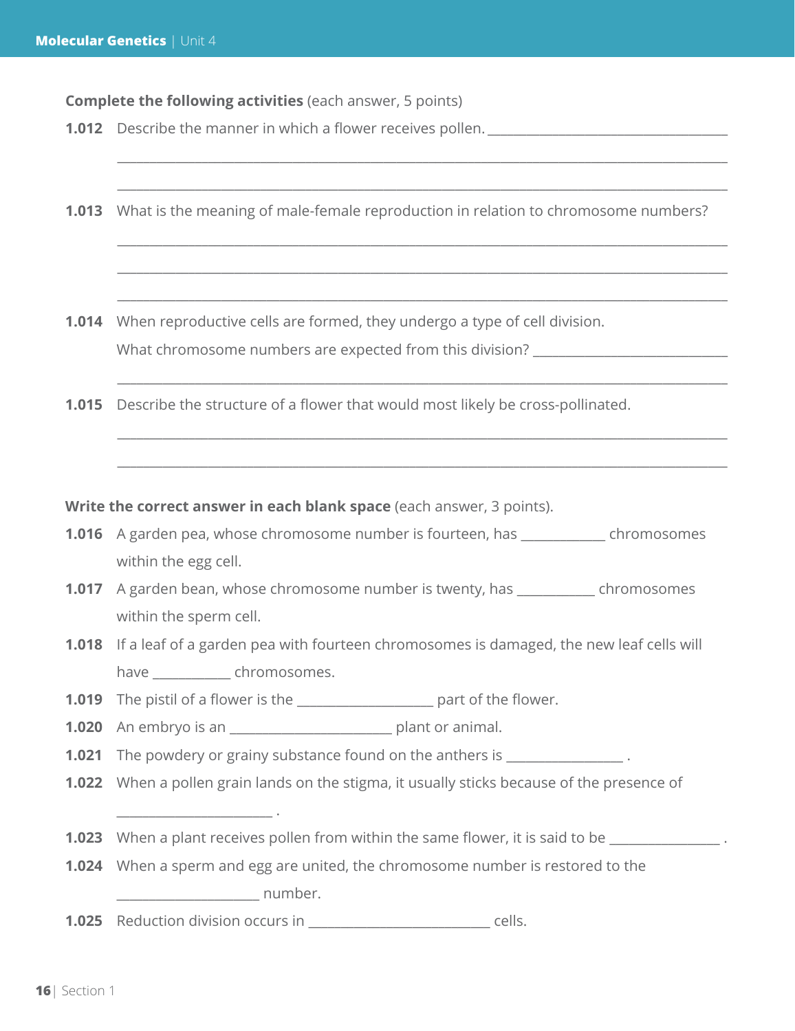**Complete the following activities** (each answer, 5 points)

**1.012** Describe the manner in which a flower receives pollen. ________________________________

________________________________________________________________________________

________________________________________________________________________________

**1.013** What is the meaning of male-female reproduction in relation to chromosome numbers?

________________________________________________________________________________

________________________________________________________________________________

________________________________________________________________________________

**1.014** When reproductive cells are formed, they undergo a type of cell division. What chromosome numbers are expected from this division? ____________________________

________________________________________________________________________________

**1.015** Describe the structure of a flower that would most likely be cross-pollinated.

________________________________________________________________________________

________________________________________________________________________________

**Write the correct answer in each blank space** (each answer, 3 points).

**1.016** A garden pea, whose chromosome number is fourteen, has ____________ chromosomes within the egg cell.

**1.017** A garden bean, whose chromosome number is twenty, has ___________ chromosomes within the sperm cell.

**1.018** If a leaf of a garden pea with fourteen chromosomes is damaged, the new leaf cells will have ___________ chromosomes.

**1.019** The pistil of a flower is the ____________________ part of the flower.

**1.020** An embryo is an ________________________ plant or animal.

**1.021** The powdery or grainy substance found on the anthers is _________________ .

**1.022** When a pollen grain lands on the stigma, it usually sticks because of the presence of _______________________ .

**1.023** When a plant receives pollen from within the same flower, it is said to be ________________ .

**1.024** When a sperm and egg are united, the chromosome number is restored to the _____________________ number.

**1.025** Reduction division occurs in ___________________________ cells.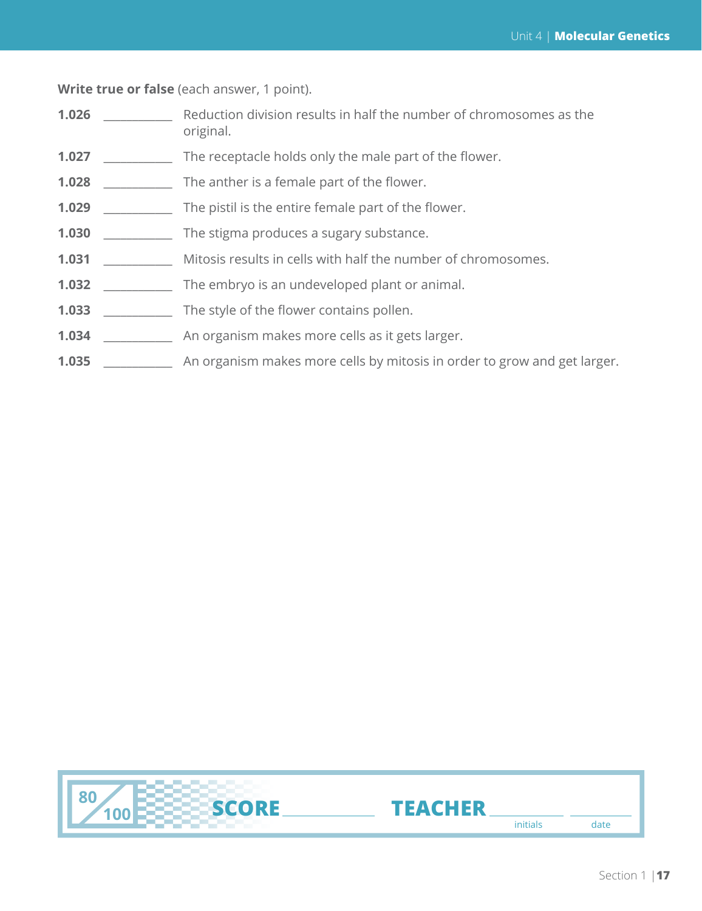**Write true or false** (each answer, 1 point).

1.026 ___________ Reduction division results in half the number of chromosomes as the original.

1.027 ___________ The receptacle holds only the male part of the flower.

1.028 ___________ The anther is a female part of the flower.

1.029 ___________ The pistil is the entire female part of the flower.

1.030 ___________ The stigma produces a sugary substance.

1.031 ___________ Mitosis results in cells with half the number of chromosomes.

1.032 ___________ The embryo is an undeveloped plant or animal.

1.033 ___________ The style of the flower contains pollen.

1.034 ___________ An organism makes more cells as it gets larger.

1.035 ___________ An organism makes more cells by mitosis in order to grow and get larger.

80/100 **SCORE** ___________ **TEACHER** ___________ ___________
initials date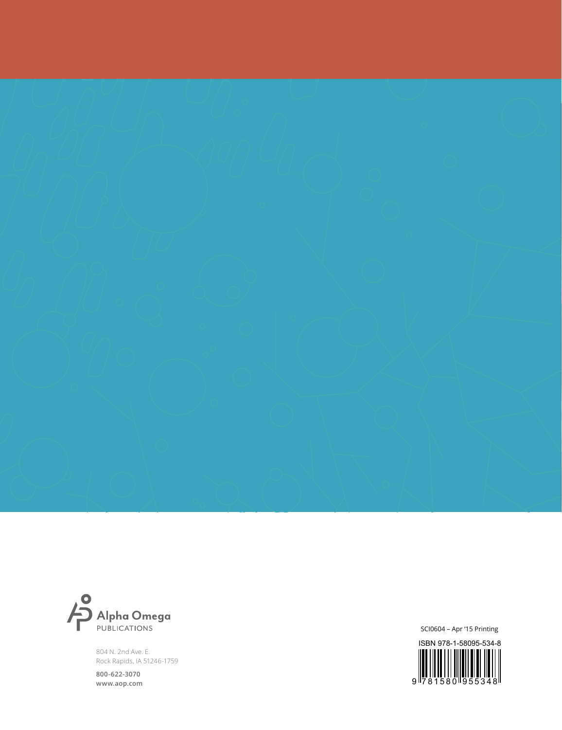Alpha Omega
PUBLICATIONS

804 N. 2nd Ave. E.
Rock Rapids, IA 51246-1759

**800-622-3070**
**www.aop.com**

SCI0604 – Apr '15 Printing

ISBN 978-1-58095-534-8

9 781580 955348